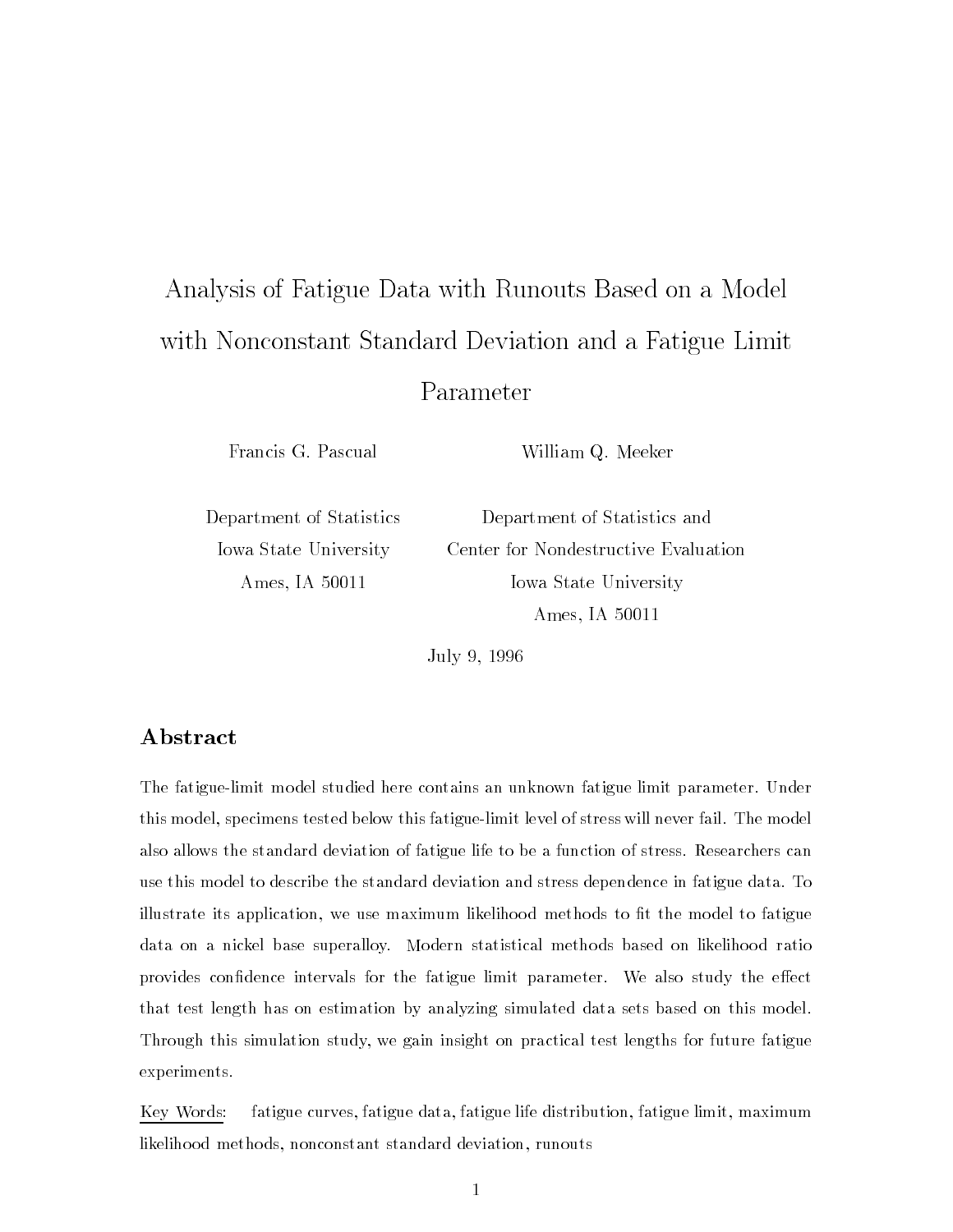# Analysis of Fatigue Data with Runouts Based on a Model with Nonconstant Standard Deviation and a Fatigue Limit Parameter

Francis G. Pascual

Department of Statistics
Iowa State University
Ames, IA 50011

William Q. Meeker

Department of Statistics and
Center for Nondestructive Evaluation
Iowa State University
Ames, IA 50011

July 9, 1996

## Abstract

The fatigue-limit model studied here contains an unknown fatigue limit parameter. Under this model, specimens tested below this fatigue-limit level of stress will never fail. The model also allows the standard deviation of fatigue life to be a function of stress. Researchers can use this model to describe the standard deviation and stress dependence in fatigue data. To illustrate its application, we use maximum likelihood methods to fit the model to fatigue data on a nickel base superalloy. Modern statistical methods based on likelihood ratio provides confidence intervals for the fatigue limit parameter. We also study the effect that test length has on estimation by analyzing simulated data sets based on this model. Through this simulation study, we gain insight on practical test lengths for future fatigue experiments.

Key Words: fatigue curves, fatigue data, fatigue life distribution, fatigue limit, maximum likelihood methods, nonconstant standard deviation, runouts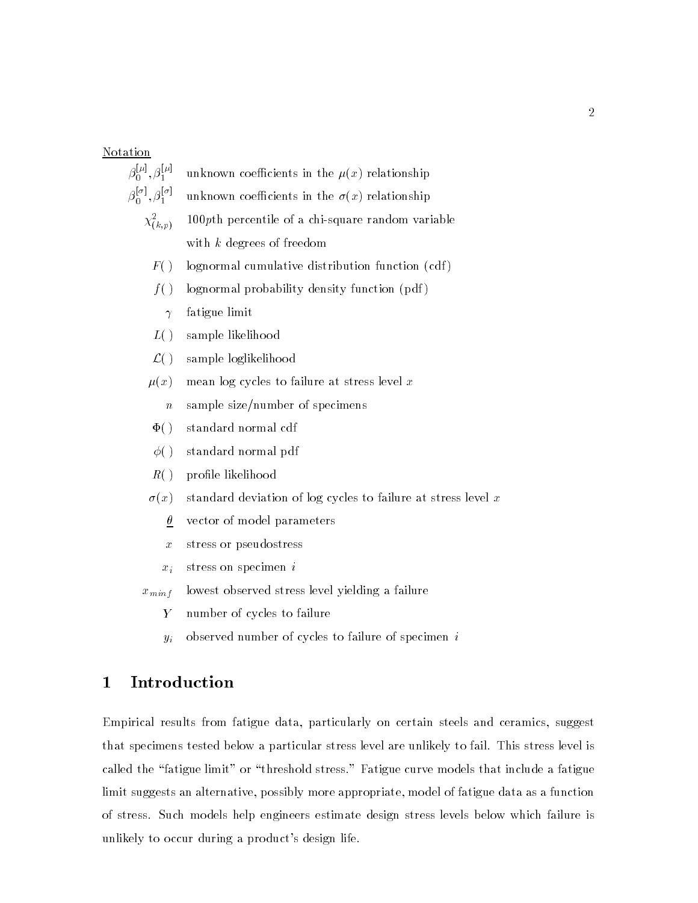Notation

| | |
|---|---|
| $\beta_0^{[\mu]}, \beta_1^{[\mu]}$ | unknown coefficients in the $\mu(x)$ relationship |
| $\beta_0^{[\sigma]}, \beta_1^{[\sigma]}$ | unknown coefficients in the $\sigma(x)$ relationship |
| $\chi^2_{(k,p)}$ | $100p$th percentile of a chi-square random variable with $k$ degrees of freedom |
| $F(\ )$ | lognormal cumulative distribution function (cdf) |
| $f(\ )$ | lognormal probability density function (pdf) |
| $\gamma$ | fatigue limit |
| $L(\ )$ | sample likelihood |
| $\mathcal{L}(\ )$ | sample loglikelihood |
| $\mu(x)$ | mean log cycles to failure at stress level $x$ |
| $n$ | sample size/number of specimens |
| $\Phi(\ )$ | standard normal cdf |
| $\phi(\ )$ | standard normal pdf |
| $R(\ )$ | profile likelihood |
| $\sigma(x)$ | standard deviation of log cycles to failure at stress level $x$ |
| $\underline{\theta}$ | vector of model parameters |
| $x$ | stress or pseudostress |
| $x_i$ | stress on specimen $i$ |
| $x_{minf}$ | lowest observed stress level yielding a failure |
| $Y$ | number of cycles to failure |
| $y_i$ | observed number of cycles to failure of specimen $i$ |

# 1 Introduction

Empirical results from fatigue data, particularly on certain steels and ceramics, suggest that specimens tested below a particular stress level are unlikely to fail. This stress level is called the "fatigue limit" or "threshold stress." Fatigue curve models that include a fatigue limit suggests an alternative, possibly more appropriate, model of fatigue data as a function of stress. Such models help engineers estimate design stress levels below which failure is unlikely to occur during a product's design life.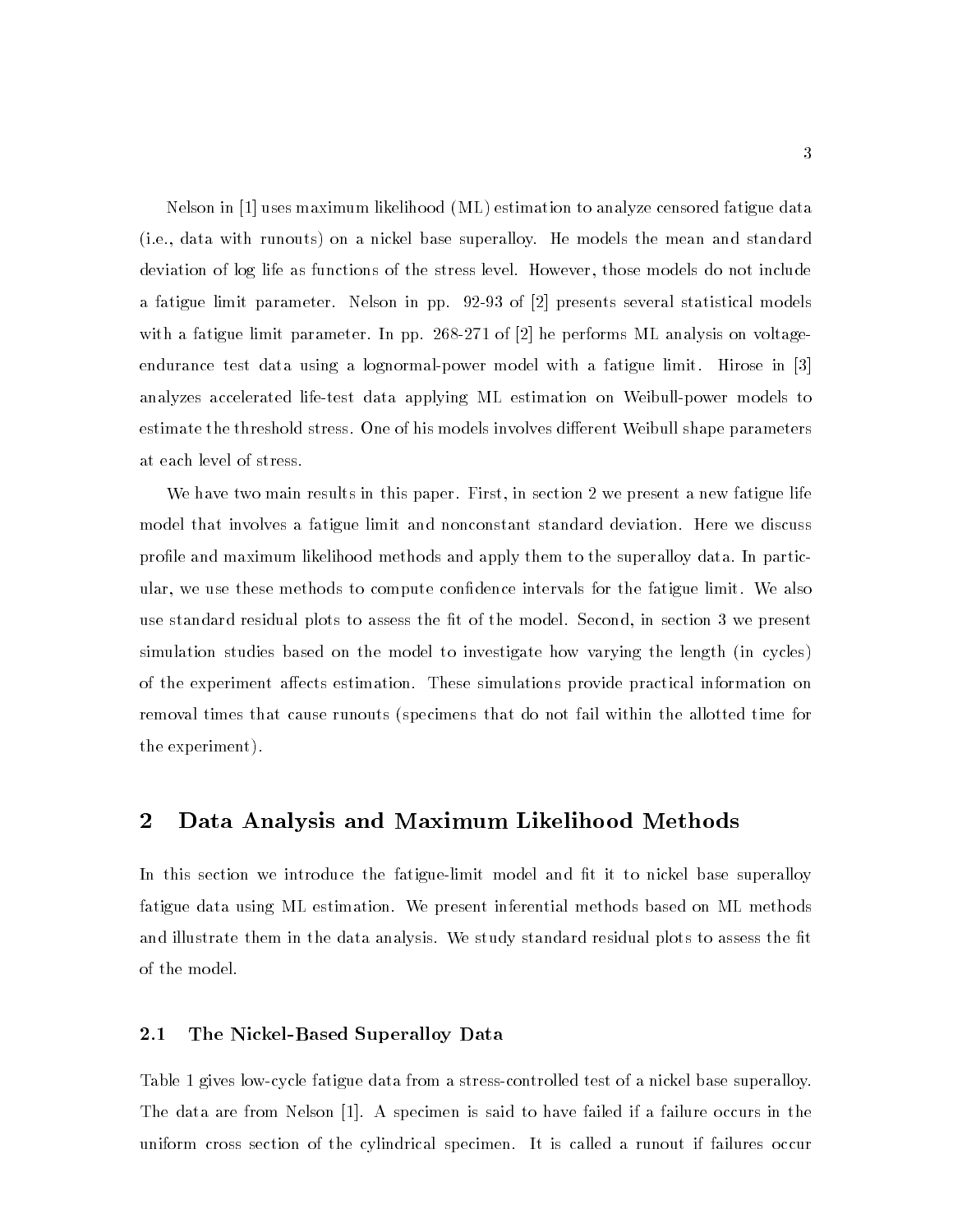Nelson in [1] uses maximum likelihood (ML) estimation to analyze censored fatigue data (i.e., data with runouts) on a nickel base superalloy. He models the mean and standard deviation of log life as functions of the stress level. However, those models do not include a fatigue limit parameter. Nelson in pp. 92-93 of [2] presents several statistical models with a fatigue limit parameter. In pp. 268-271 of [2] he performs ML analysis on voltage-endurance test data using a lognormal-power model with a fatigue limit. Hirose in [3] analyzes accelerated life-test data applying ML estimation on Weibull-power models to estimate the threshold stress. One of his models involves different Weibull shape parameters at each level of stress.

We have two main results in this paper. First, in section 2 we present a new fatigue life model that involves a fatigue limit and nonconstant standard deviation. Here we discuss profile and maximum likelihood methods and apply them to the superalloy data. In particular, we use these methods to compute confidence intervals for the fatigue limit. We also use standard residual plots to assess the fit of the model. Second, in section 3 we present simulation studies based on the model to investigate how varying the length (in cycles) of the experiment affects estimation. These simulations provide practical information on removal times that cause runouts (specimens that do not fail within the allotted time for the experiment).

## 2 Data Analysis and Maximum Likelihood Methods

In this section we introduce the fatigue-limit model and fit it to nickel base superalloy fatigue data using ML estimation. We present inferential methods based on ML methods and illustrate them in the data analysis. We study standard residual plots to assess the fit of the model.

### 2.1 The Nickel-Based Superalloy Data

Table 1 gives low-cycle fatigue data from a stress-controlled test of a nickel base superalloy. The data are from Nelson [1]. A specimen is said to have failed if a failure occurs in the uniform cross section of the cylindrical specimen. It is called a runout if failures occur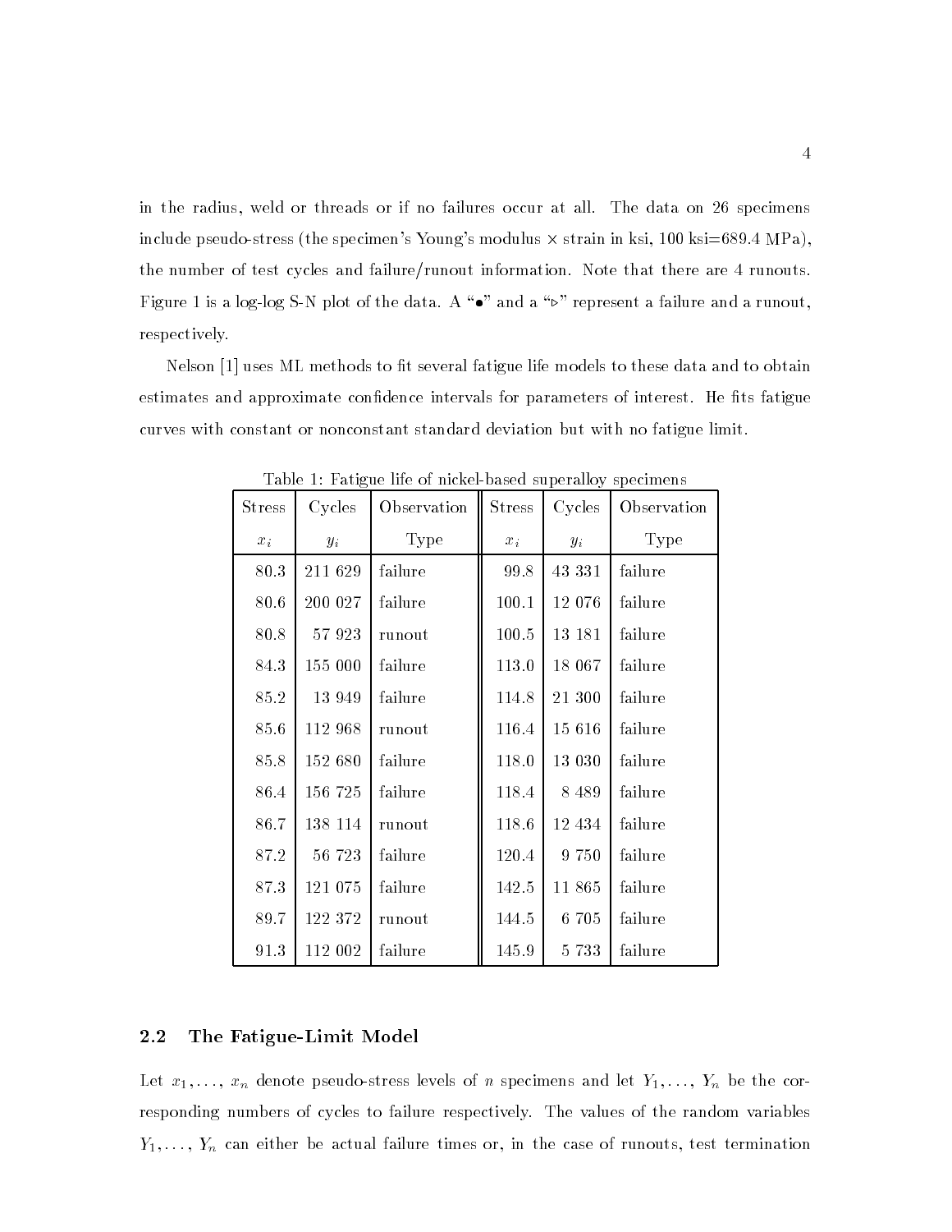in the radius, weld or threads or if no failures occur at all. The data on 26 specimens include pseudo-stress (the specimen's Young's modulus × strain in ksi, 100 ksi=689.4 MPa), the number of test cycles and failure/runout information. Note that there are 4 runouts. Figure 1 is a log-log S-N plot of the data. A "•" and a "▹" represent a failure and a runout, respectively.

Nelson [1] uses ML methods to fit several fatigue life models to these data and to obtain estimates and approximate confidence intervals for parameters of interest. He fits fatigue curves with constant or nonconstant standard deviation but with no fatigue limit.

Table 1: Fatigue life of nickel-based superalloy specimens

| Stress $x_i$ | Cycles $y_i$ | Observation Type | Stress $x_i$ | Cycles $y_i$ | Observation Type |
|---|---|---|---|---|---|
| 80.3 | 211 629 | failure | 99.8 | 43 331 | failure |
| 80.6 | 200 027 | failure | 100.1 | 12 076 | failure |
| 80.8 | 57 923 | runout | 100.5 | 13 181 | failure |
| 84.3 | 155 000 | failure | 113.0 | 18 067 | failure |
| 85.2 | 13 949 | failure | 114.8 | 21 300 | failure |
| 85.6 | 112 968 | runout | 116.4 | 15 616 | failure |
| 85.8 | 152 680 | failure | 118.0 | 13 030 | failure |
| 86.4 | 156 725 | failure | 118.4 | 8 489 | failure |
| 86.7 | 138 114 | runout | 118.6 | 12 434 | failure |
| 87.2 | 56 723 | failure | 120.4 | 9 750 | failure |
| 87.3 | 121 075 | failure | 142.5 | 11 865 | failure |
| 89.7 | 122 372 | runout | 144.5 | 6 705 | failure |
| 91.3 | 112 002 | failure | 145.9 | 5 733 | failure |

## 2.2 The Fatigue-Limit Model

Let $x_1, \ldots, x_n$ denote pseudo-stress levels of $n$ specimens and let $Y_1, \ldots, Y_n$ be the corresponding numbers of cycles to failure respectively. The values of the random variables $Y_1, \ldots, Y_n$ can either be actual failure times or, in the case of runouts, test termination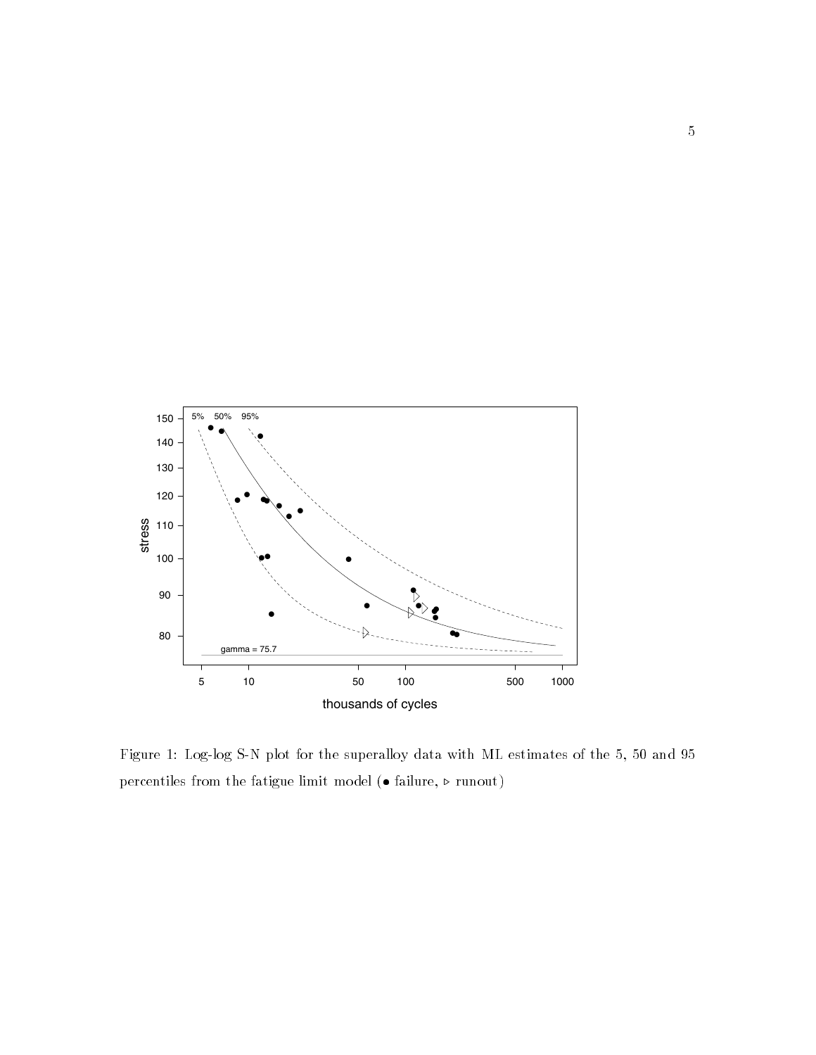Figure 1: Log-log S-N plot for the superalloy data with ML estimates of the 5, 50 and 95 percentiles from the fatigue limit model (• failure, ▹ runout)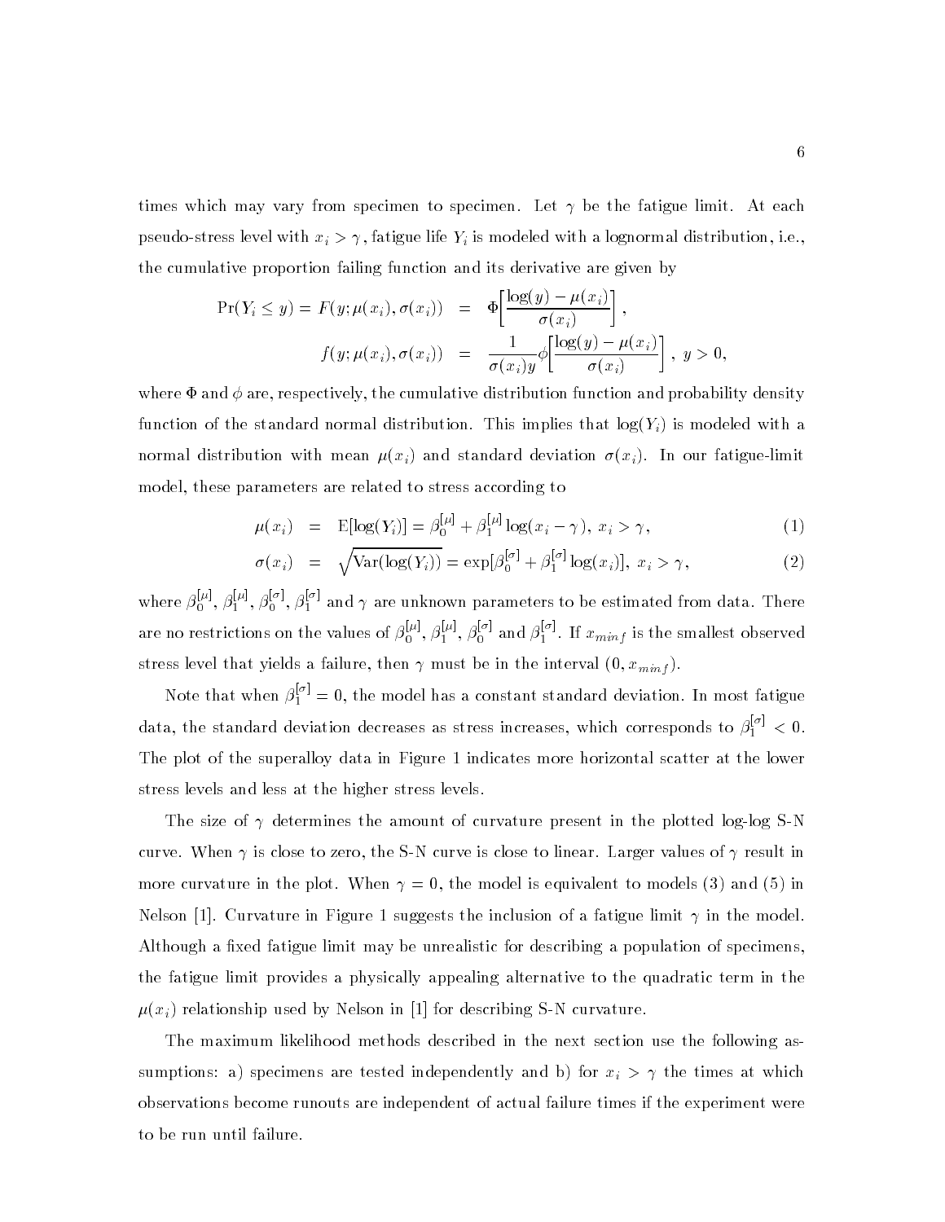times which may vary from specimen to specimen. Let $\gamma$ be the fatigue limit. At each pseudo-stress level with $x_i > \gamma$, fatigue life $Y_i$ is modeled with a lognormal distribution, i.e., the cumulative proportion failing function and its derivative are given by

$$\begin{aligned}
\Pr(Y_i \leq y) = F(y; \mu(x_i), \sigma(x_i)) &= \Phi\left[\frac{\log(y) - \mu(x_i)}{\sigma(x_i)}\right], \\
f(y; \mu(x_i), \sigma(x_i)) &= \frac{1}{\sigma(x_i) y}\phi\left[\frac{\log(y) - \mu(x_i)}{\sigma(x_i)}\right], \ y > 0,
\end{aligned}$$

where $\Phi$ and $\phi$ are, respectively, the cumulative distribution function and probability density function of the standard normal distribution. This implies that $\log(Y_i)$ is modeled with a normal distribution with mean $\mu(x_i)$ and standard deviation $\sigma(x_i)$. In our fatigue-limit model, these parameters are related to stress according to

$$\mu(x_i) = \mathrm{E}[\log(Y_i)] = \beta_0^{[\mu]} + \beta_1^{[\mu]} \log(x_i - \gamma), \ x_i > \gamma, \tag{1}$$

$$\sigma(x_i) = \sqrt{\mathrm{Var}(\log(Y_i))} = \exp[\beta_0^{[\sigma]} + \beta_1^{[\sigma]} \log(x_i)], \ x_i > \gamma, \tag{2}$$

where $\beta_0^{[\mu]}$, $\beta_1^{[\mu]}$, $\beta_0^{[\sigma]}$, $\beta_1^{[\sigma]}$ and $\gamma$ are unknown parameters to be estimated from data. There are no restrictions on the values of $\beta_0^{[\mu]}$, $\beta_1^{[\mu]}$, $\beta_0^{[\sigma]}$ and $\beta_1^{[\sigma]}$. If $x_{minf}$ is the smallest observed stress level that yields a failure, then $\gamma$ must be in the interval $(0, x_{minf})$.

Note that when $\beta_1^{[\sigma]} = 0$, the model has a constant standard deviation. In most fatigue data, the standard deviation decreases as stress increases, which corresponds to $\beta_1^{[\sigma]} < 0$. The plot of the superalloy data in Figure 1 indicates more horizontal scatter at the lower stress levels and less at the higher stress levels.

The size of $\gamma$ determines the amount of curvature present in the plotted log-log S-N curve. When $\gamma$ is close to zero, the S-N curve is close to linear. Larger values of $\gamma$ result in more curvature in the plot. When $\gamma = 0$, the model is equivalent to models (3) and (5) in Nelson [1]. Curvature in Figure 1 suggests the inclusion of a fatigue limit $\gamma$ in the model. Although a fixed fatigue limit may be unrealistic for describing a population of specimens, the fatigue limit provides a physically appealing alternative to the quadratic term in the $\mu(x_i)$ relationship used by Nelson in [1] for describing S-N curvature.

The maximum likelihood methods described in the next section use the following assumptions: a) specimens are tested independently and b) for $x_i > \gamma$ the times at which observations become runouts are independent of actual failure times if the experiment were to be run until failure.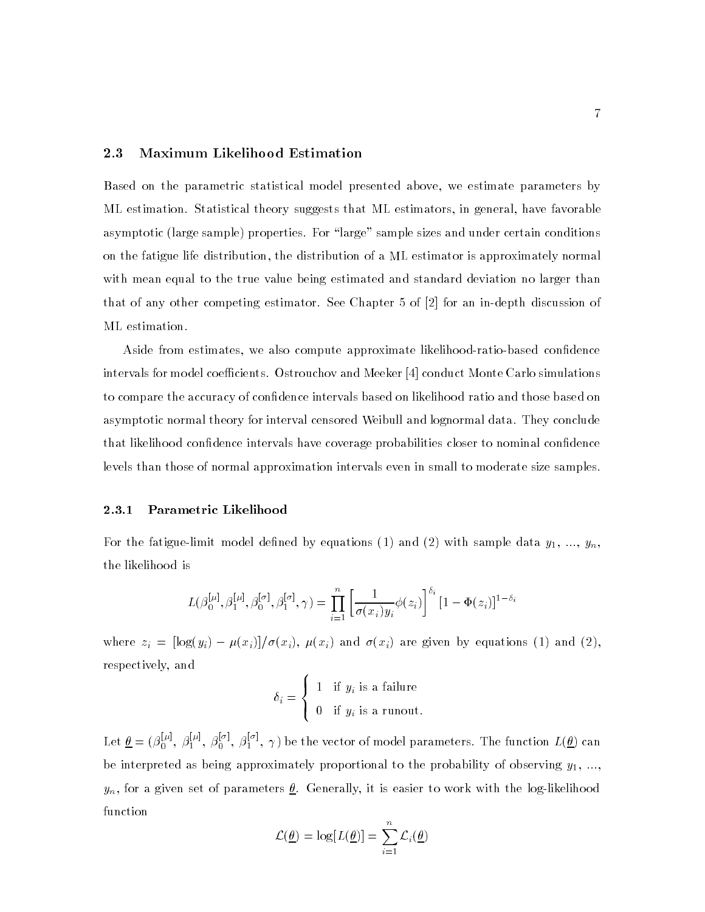## 2.3 Maximum Likelihood Estimation

Based on the parametric statistical model presented above, we estimate parameters by ML estimation. Statistical theory suggests that ML estimators, in general, have favorable asymptotic (large sample) properties. For "large" sample sizes and under certain conditions on the fatigue life distribution, the distribution of a ML estimator is approximately normal with mean equal to the true value being estimated and standard deviation no larger than that of any other competing estimator. See Chapter 5 of [2] for an in-depth discussion of ML estimation.

Aside from estimates, we also compute approximate likelihood-ratio-based confidence intervals for model coefficients. Ostrouchov and Meeker [4] conduct Monte Carlo simulations to compare the accuracy of confidence intervals based on likelihood ratio and those based on asymptotic normal theory for interval censored Weibull and lognormal data. They conclude that likelihood confidence intervals have coverage probabilities closer to nominal confidence levels than those of normal approximation intervals even in small to moderate size samples.

### 2.3.1 Parametric Likelihood

For the fatigue-limit model defined by equations (1) and (2) with sample data $y_1$, ..., $y_n$, the likelihood is

$$L(\beta_0^{[\mu]}, \beta_1^{[\mu]}, \beta_0^{[\sigma]}, \beta_1^{[\sigma]}, \gamma) = \prod_{i=1}^{n} \left[ \frac{1}{\sigma(x_i) y_i} \phi(z_i) \right]^{\delta_i} [1 - \Phi(z_i)]^{1-\delta_i}$$

where $z_i = [\log(y_i) - \mu(x_i)]/\sigma(x_i)$, $\mu(x_i)$ and $\sigma(x_i)$ are given by equations (1) and (2), respectively, and

$$\delta_i = \begin{cases} 1 & \text{if } y_i \text{ is a failure} \\ 0 & \text{if } y_i \text{ is a runout.} \end{cases}$$

Let $\underline{\theta} = (\beta_0^{[\mu]}, \beta_1^{[\mu]}, \beta_0^{[\sigma]}, \beta_1^{[\sigma]}, \gamma)$ be the vector of model parameters. The function $L(\underline{\theta})$ can be interpreted as being approximately proportional to the probability of observing $y_1$, ..., $y_n$, for a given set of parameters $\underline{\theta}$. Generally, it is easier to work with the log-likelihood function

$$\mathcal{L}(\underline{\theta}) = \log[L(\underline{\theta})] = \sum_{i=1}^{n} \mathcal{L}_i(\underline{\theta})$$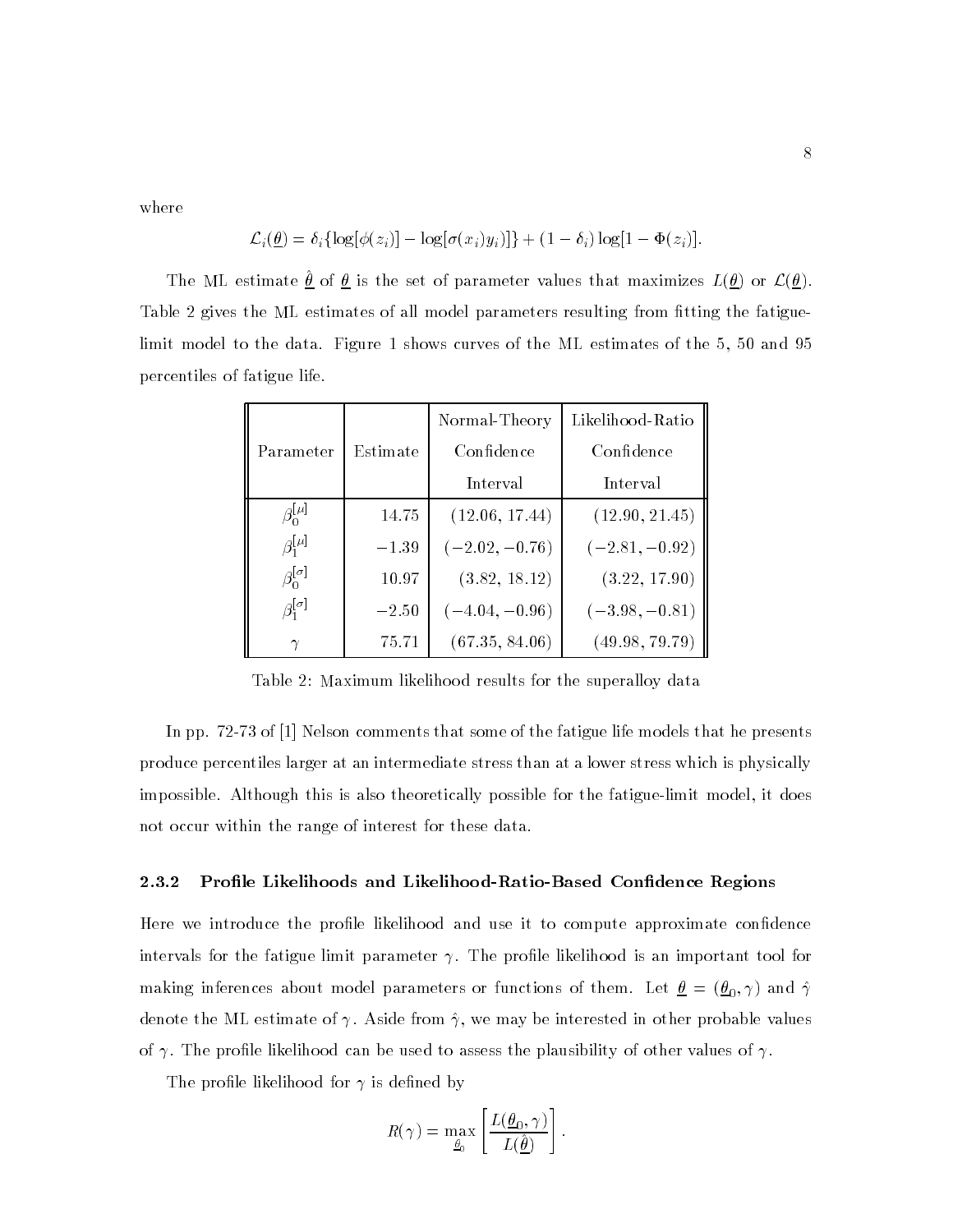where

$$\mathcal{L}_i(\underline{\theta}) = \delta_i\{\log[\phi(z_i)] - \log[\sigma(x_i)y_i)]\} + (1-\delta_i)\log[1-\Phi(z_i)].$$

The ML estimate $\hat{\underline{\theta}}$ of $\underline{\theta}$ is the set of parameter values that maximizes $L(\underline{\theta})$ or $\mathcal{L}(\underline{\theta})$. Table 2 gives the ML estimates of all model parameters resulting from fitting the fatigue-limit model to the data. Figure 1 shows curves of the ML estimates of the 5, 50 and 95 percentiles of fatigue life.

| Parameter | Estimate | Normal-Theory Confidence Interval | Likelihood-Ratio Confidence Interval |
|---|---|---|---|
| $\beta_0^{[\mu]}$ | 14.75 | (12.06, 17.44) | (12.90, 21.45) |
| $\beta_1^{[\mu]}$ | $-1.39$ | $(-2.02, -0.76)$ | $(-2.81, -0.92)$ |
| $\beta_0^{[\sigma]}$ | 10.97 | (3.82, 18.12) | (3.22, 17.90) |
| $\beta_1^{[\sigma]}$ | $-2.50$ | $(-4.04, -0.96)$ | $(-3.98, -0.81)$ |
| $\gamma$ | 75.71 | (67.35, 84.06) | (49.98, 79.79) |

Table 2: Maximum likelihood results for the superalloy data

In pp. 72-73 of [1] Nelson comments that some of the fatigue life models that he presents produce percentiles larger at an intermediate stress than at a lower stress which is physically impossible. Although this is also theoretically possible for the fatigue-limit model, it does not occur within the range of interest for these data.

### 2.3.2 Profile Likelihoods and Likelihood-Ratio-Based Confidence Regions

Here we introduce the profile likelihood and use it to compute approximate confidence intervals for the fatigue limit parameter $\gamma$. The profile likelihood is an important tool for making inferences about model parameters or functions of them. Let $\underline{\theta} = (\underline{\theta}_0, \gamma)$ and $\hat{\gamma}$ denote the ML estimate of $\gamma$. Aside from $\hat{\gamma}$, we may be interested in other probable values of $\gamma$. The profile likelihood can be used to assess the plausibility of other values of $\gamma$.

The profile likelihood for $\gamma$ is defined by

$$R(\gamma) = \max_{\underline{\theta}_0}\left[\frac{L(\underline{\theta}_0, \gamma)}{L(\hat{\underline{\theta}})}\right].$$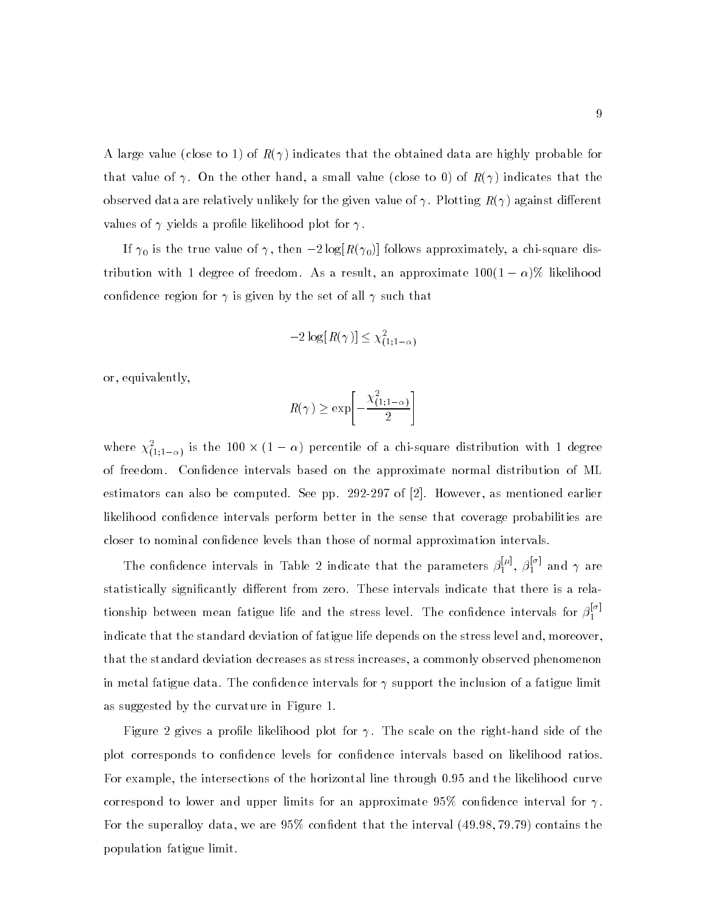A large value (close to 1) of $R(\gamma)$ indicates that the obtained data are highly probable for that value of $\gamma$. On the other hand, a small value (close to 0) of $R(\gamma)$ indicates that the observed data are relatively unlikely for the given value of $\gamma$. Plotting $R(\gamma)$ against different values of $\gamma$ yields a profile likelihood plot for $\gamma$.

If $\gamma_0$ is the true value of $\gamma$, then $-2\log[R(\gamma_0)]$ follows approximately, a chi-square distribution with 1 degree of freedom. As a result, an approximate $100(1-\alpha)\%$ likelihood confidence region for $\gamma$ is given by the set of all $\gamma$ such that

$$-2\log[R(\gamma)] \leq \chi^2_{(1;1-\alpha)}$$

or, equivalently,

$$R(\gamma) \geq \exp\left[-\frac{\chi^2_{(1;1-\alpha)}}{2}\right]$$

where $\chi^2_{(1;1-\alpha)}$ is the $100 \times (1-\alpha)$ percentile of a chi-square distribution with 1 degree of freedom. Confidence intervals based on the approximate normal distribution of ML estimators can also be computed. See pp. 292-297 of [2]. However, as mentioned earlier likelihood confidence intervals perform better in the sense that coverage probabilities are closer to nominal confidence levels than those of normal approximation intervals.

The confidence intervals in Table 2 indicate that the parameters $\beta_1^{[\mu]}$, $\beta_1^{[\sigma]}$ and $\gamma$ are statistically significantly different from zero. These intervals indicate that there is a relationship between mean fatigue life and the stress level. The confidence intervals for $\beta_1^{[\sigma]}$ indicate that the standard deviation of fatigue life depends on the stress level and, moreover, that the standard deviation decreases as stress increases, a commonly observed phenomenon in metal fatigue data. The confidence intervals for $\gamma$ support the inclusion of a fatigue limit as suggested by the curvature in Figure 1.

Figure 2 gives a profile likelihood plot for $\gamma$. The scale on the right-hand side of the plot corresponds to confidence levels for confidence intervals based on likelihood ratios. For example, the intersections of the horizontal line through 0.95 and the likelihood curve correspond to lower and upper limits for an approximate 95% confidence interval for $\gamma$. For the superalloy data, we are 95% confident that the interval $(49.98, 79.79)$ contains the population fatigue limit.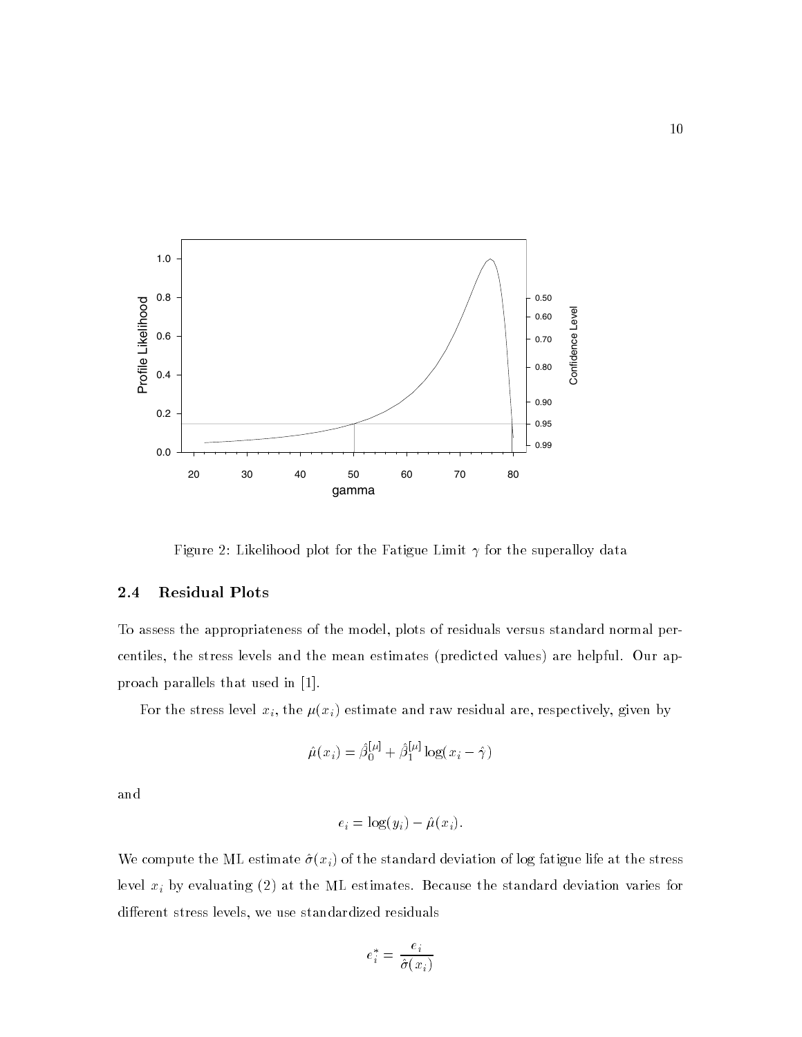Figure 2: Likelihood plot for the Fatigue Limit $\gamma$ for the superalloy data

### 2.4 Residual Plots

To assess the appropriateness of the model, plots of residuals versus standard normal percentiles, the stress levels and the mean estimates (predicted values) are helpful. Our approach parallels that used in [1].

For the stress level $x_i$, the $\mu(x_i)$ estimate and raw residual are, respectively, given by

$$\hat{\mu}(x_i) = \hat{\beta}_0^{[\mu]} + \hat{\beta}_1^{[\mu]} \log(x_i - \hat{\gamma})$$

and

$$e_i = \log(y_i) - \hat{\mu}(x_i).$$

We compute the ML estimate $\hat{\sigma}(x_i)$ of the standard deviation of log fatigue life at the stress level $x_i$ by evaluating (2) at the ML estimates. Because the standard deviation varies for different stress levels, we use standardized residuals

$$e_i^* = \frac{e_i}{\hat{\sigma}(x_i)}$$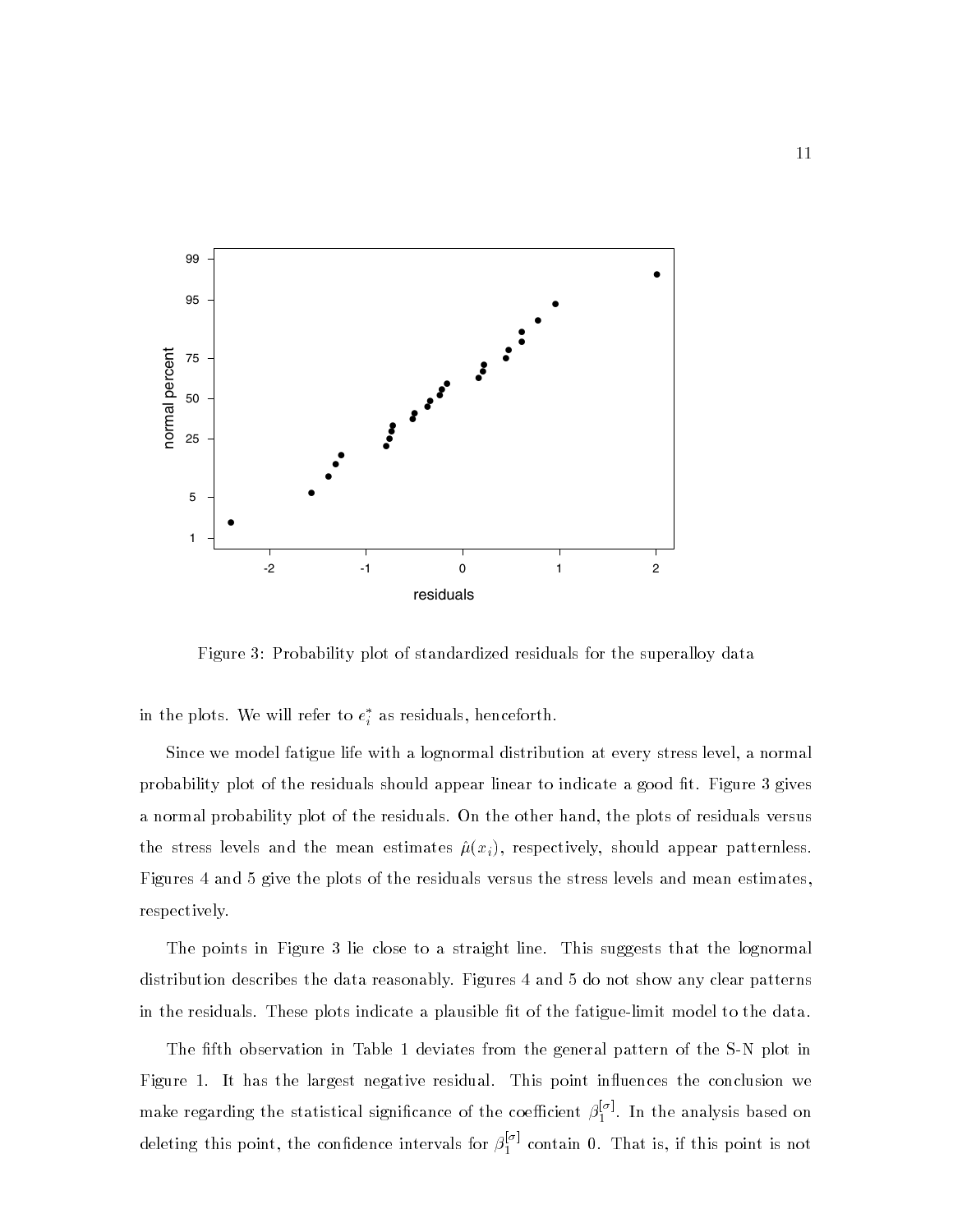Figure 3: Probability plot of standardized residuals for the superalloy data

in the plots. We will refer to $e_i^*$ as residuals, henceforth.

Since we model fatigue life with a lognormal distribution at every stress level, a normal probability plot of the residuals should appear linear to indicate a good fit. Figure 3 gives a normal probability plot of the residuals. On the other hand, the plots of residuals versus the stress levels and the mean estimates $\hat{\mu}(x_i)$, respectively, should appear patternless. Figures 4 and 5 give the plots of the residuals versus the stress levels and mean estimates, respectively.

The points in Figure 3 lie close to a straight line. This suggests that the lognormal distribution describes the data reasonably. Figures 4 and 5 do not show any clear patterns in the residuals. These plots indicate a plausible fit of the fatigue-limit model to the data.

The fifth observation in Table 1 deviates from the general pattern of the S-N plot in Figure 1. It has the largest negative residual. This point influences the conclusion we make regarding the statistical significance of the coefficient $\beta_1^{[\sigma]}$. In the analysis based on deleting this point, the confidence intervals for $\beta_1^{[\sigma]}$ contain 0. That is, if this point is not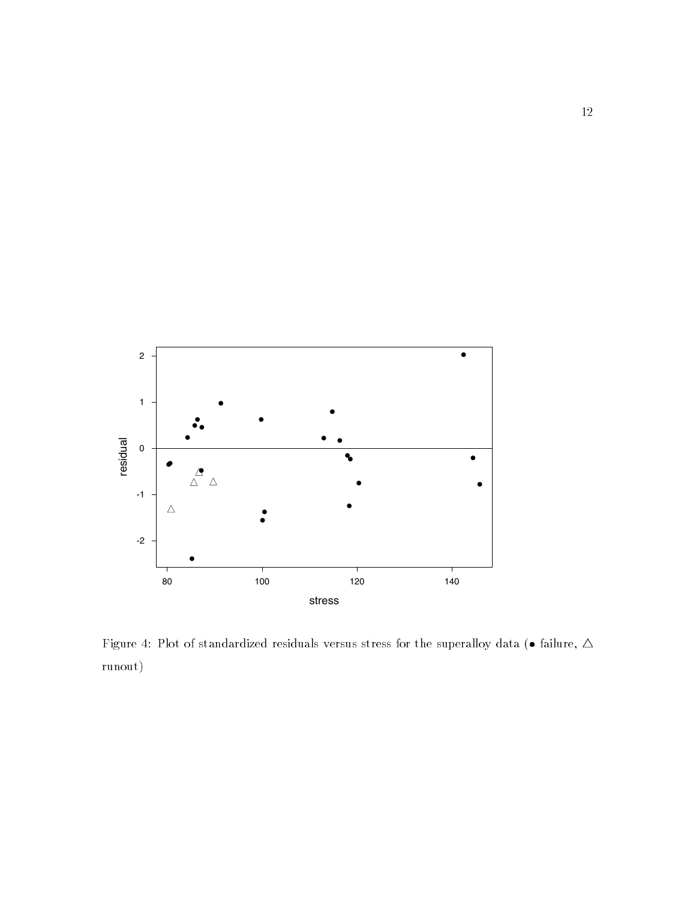Figure 4: Plot of standardized residuals versus stress for the superalloy data (• failure, △ runout)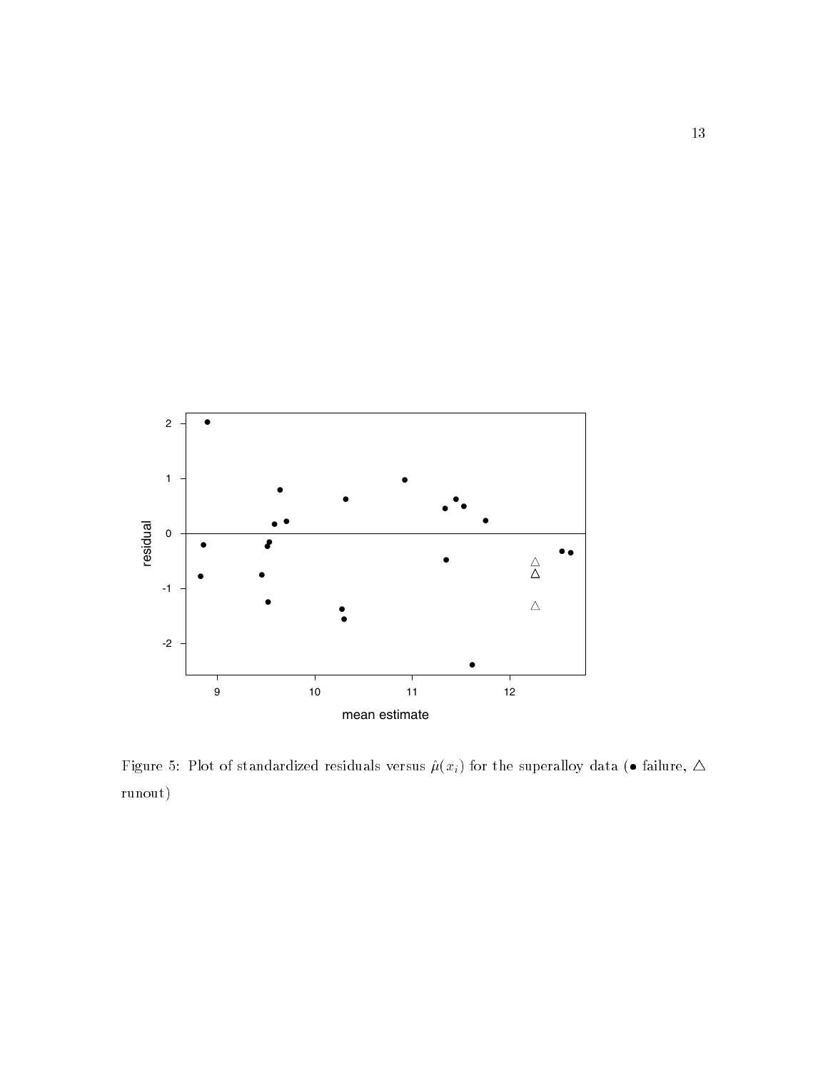Figure 5: Plot of standardized residuals versus $\hat{\mu}(x_i)$ for the superalloy data ($\bullet$ failure, $\triangle$ runout)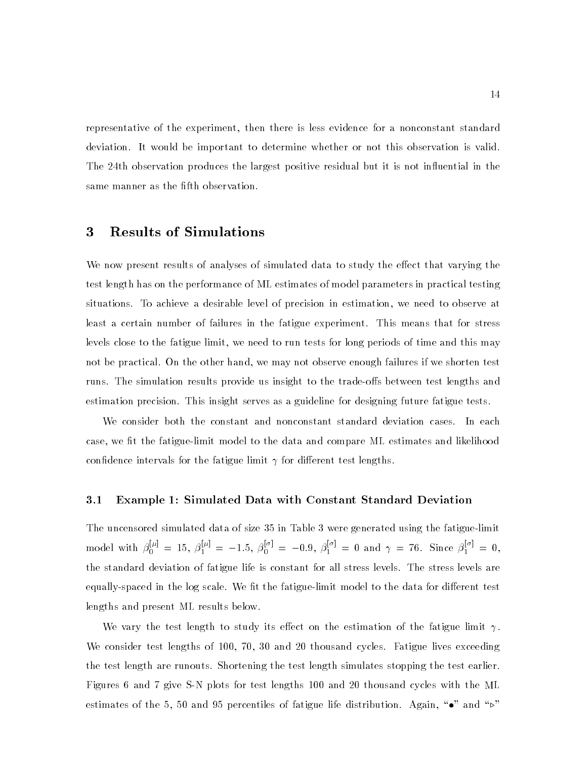representative of the experiment, then there is less evidence for a nonconstant standard deviation. It would be important to determine whether or not this observation is valid. The 24th observation produces the largest positive residual but it is not influential in the same manner as the fifth observation.

## 3 Results of Simulations

We now present results of analyses of simulated data to study the effect that varying the test length has on the performance of ML estimates of model parameters in practical testing situations. To achieve a desirable level of precision in estimation, we need to observe at least a certain number of failures in the fatigue experiment. This means that for stress levels close to the fatigue limit, we need to run tests for long periods of time and this may not be practical. On the other hand, we may not observe enough failures if we shorten test runs. The simulation results provide us insight to the trade-offs between test lengths and estimation precision. This insight serves as a guideline for designing future fatigue tests.

We consider both the constant and nonconstant standard deviation cases. In each case, we fit the fatigue-limit model to the data and compare ML estimates and likelihood confidence intervals for the fatigue limit $\gamma$ for different test lengths.

### 3.1 Example 1: Simulated Data with Constant Standard Deviation

The uncensored simulated data of size 35 in Table 3 were generated using the fatigue-limit model with $\beta_0^{[\mu]} = 15$, $\beta_1^{[\mu]} = -1.5$, $\beta_0^{[\sigma]} = -0.9$, $\beta_1^{[\sigma]} = 0$ and $\gamma = 76$. Since $\beta_1^{[\sigma]} = 0$, the standard deviation of fatigue life is constant for all stress levels. The stress levels are equally-spaced in the log scale. We fit the fatigue-limit model to the data for different test lengths and present ML results below.

We vary the test length to study its effect on the estimation of the fatigue limit $\gamma$. We consider test lengths of 100, 70, 30 and 20 thousand cycles. Fatigue lives exceeding the test length are runouts. Shortening the test length simulates stopping the test earlier. Figures 6 and 7 give S-N plots for test lengths 100 and 20 thousand cycles with the ML estimates of the 5, 50 and 95 percentiles of fatigue life distribution. Again, "$\bullet$" and "$\triangleright$"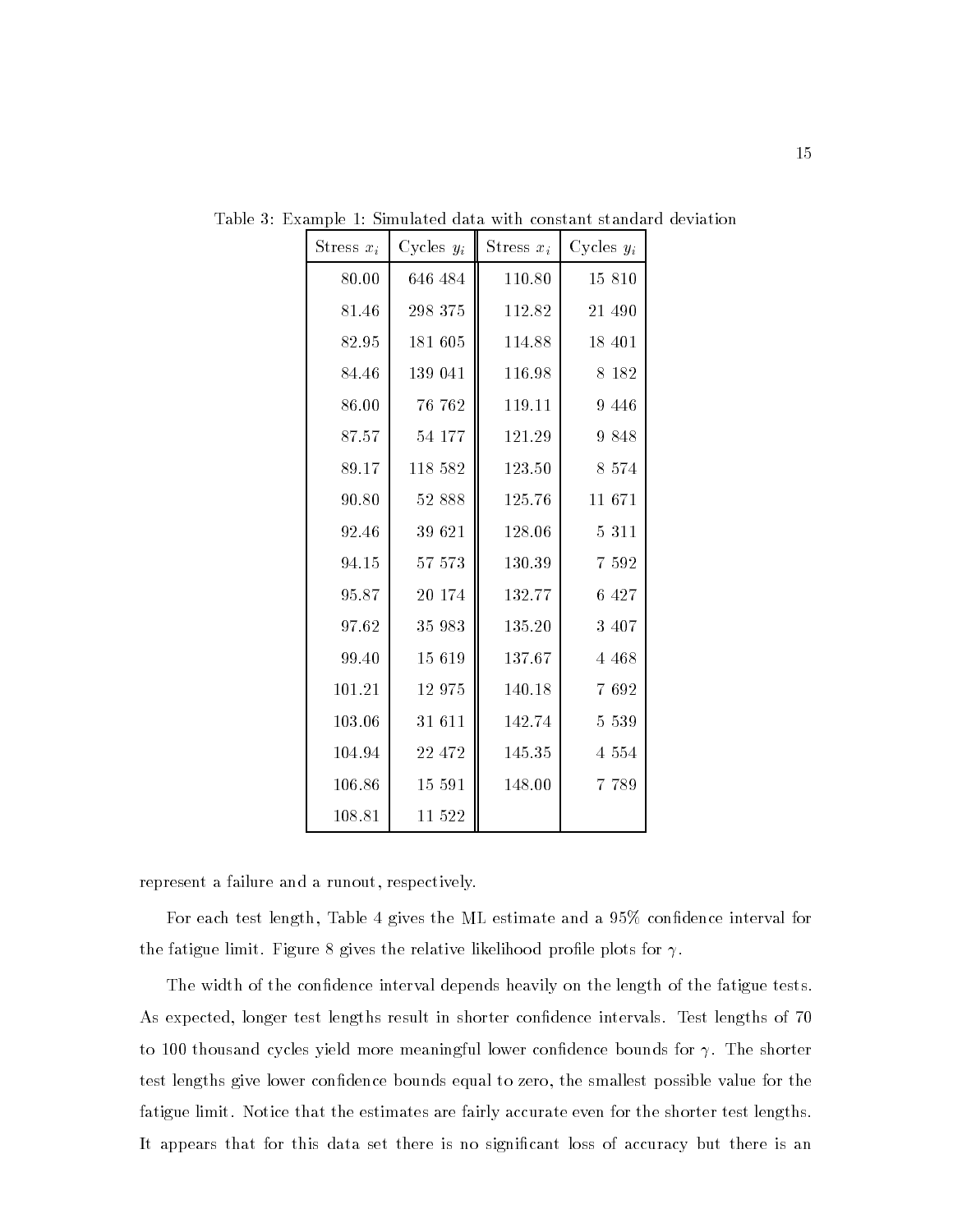Table 3: Example 1: Simulated data with constant standard deviation

| Stress $x_i$ | Cycles $y_i$ | Stress $x_i$ | Cycles $y_i$ |
|---|---|---|---|
| 80.00 | 646 484 | 110.80 | 15 810 |
| 81.46 | 298 375 | 112.82 | 21 490 |
| 82.95 | 181 605 | 114.88 | 18 401 |
| 84.46 | 139 041 | 116.98 | 8 182 |
| 86.00 | 76 762 | 119.11 | 9 446 |
| 87.57 | 54 177 | 121.29 | 9 848 |
| 89.17 | 118 582 | 123.50 | 8 574 |
| 90.80 | 52 888 | 125.76 | 11 671 |
| 92.46 | 39 621 | 128.06 | 5 311 |
| 94.15 | 57 573 | 130.39 | 7 592 |
| 95.87 | 20 174 | 132.77 | 6 427 |
| 97.62 | 35 983 | 135.20 | 3 407 |
| 99.40 | 15 619 | 137.67 | 4 468 |
| 101.21 | 12 975 | 140.18 | 7 692 |
| 103.06 | 31 611 | 142.74 | 5 539 |
| 104.94 | 22 472 | 145.35 | 4 554 |
| 106.86 | 15 591 | 148.00 | 7 789 |
| 108.81 | 11 522 | | |

represent a failure and a runout, respectively.

For each test length, Table 4 gives the ML estimate and a 95% confidence interval for the fatigue limit. Figure 8 gives the relative likelihood profile plots for $\gamma$.

The width of the confidence interval depends heavily on the length of the fatigue tests. As expected, longer test lengths result in shorter confidence intervals. Test lengths of 70 to 100 thousand cycles yield more meaningful lower confidence bounds for $\gamma$. The shorter test lengths give lower confidence bounds equal to zero, the smallest possible value for the fatigue limit. Notice that the estimates are fairly accurate even for the shorter test lengths. It appears that for this data set there is no significant loss of accuracy but there is an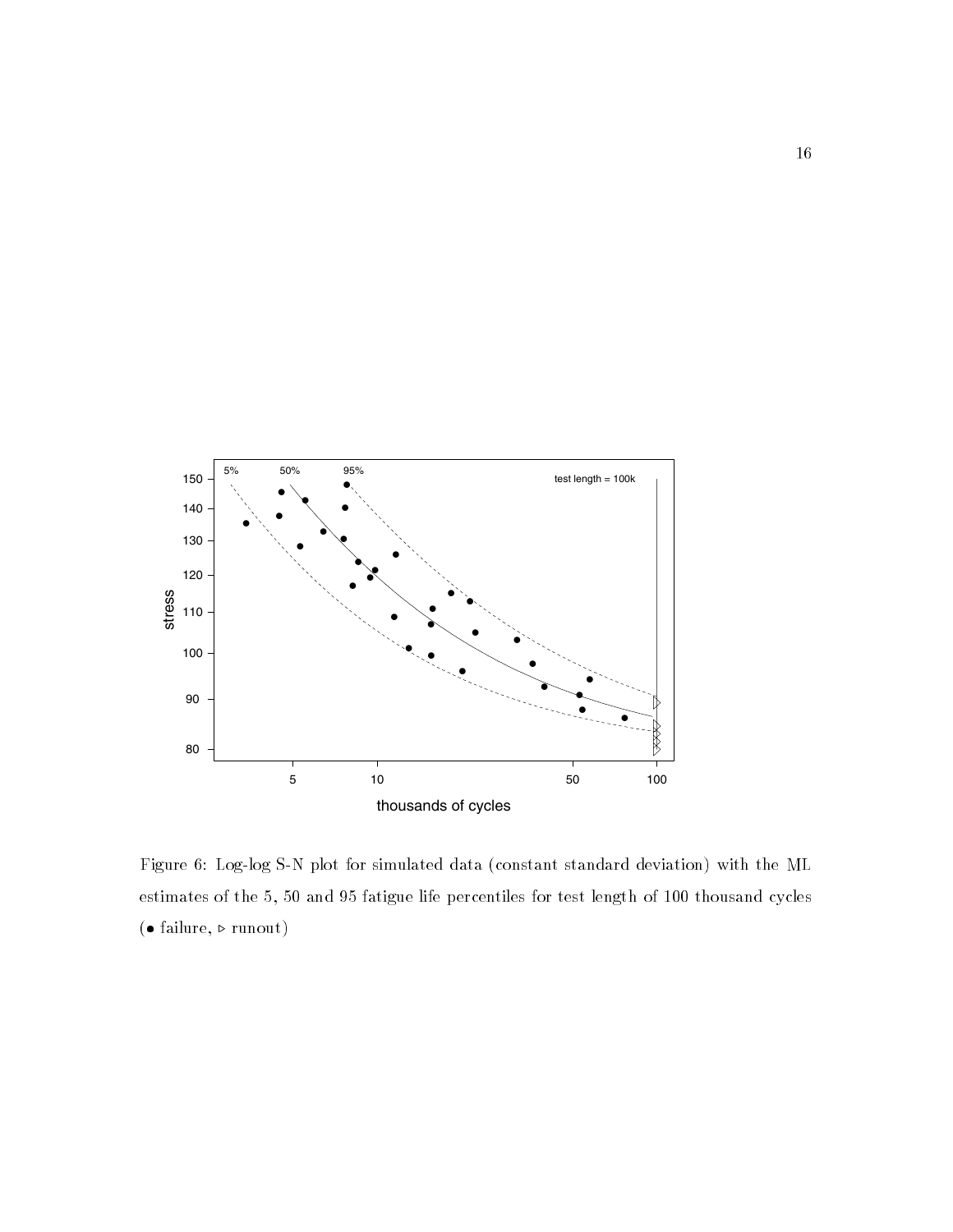Figure 6: Log-log S-N plot for simulated data (constant standard deviation) with the ML estimates of the 5, 50 and 95 fatigue life percentiles for test length of 100 thousand cycles (• failure, ▹ runout)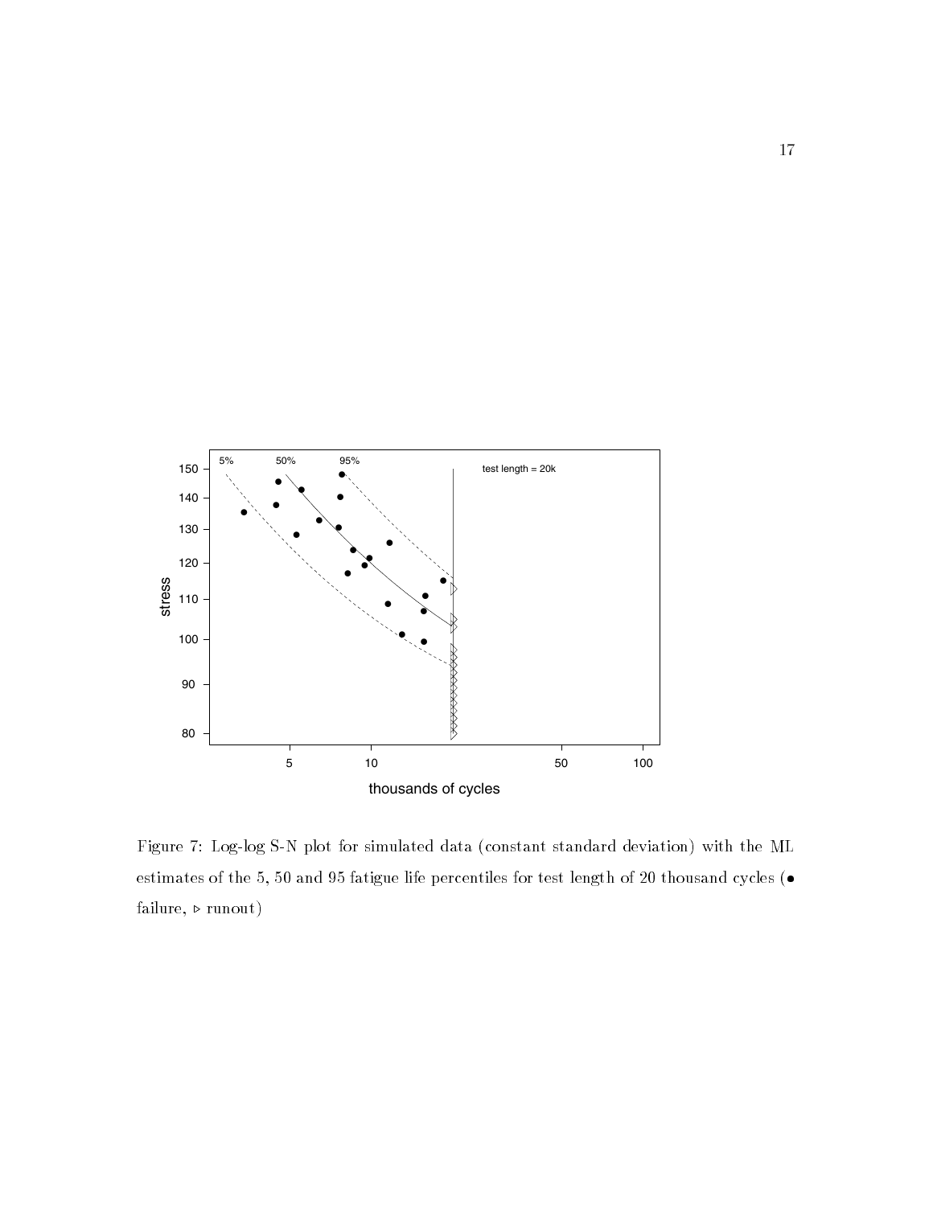Figure 7: Log-log S-N plot for simulated data (constant standard deviation) with the ML estimates of the 5, 50 and 95 fatigue life percentiles for test length of 20 thousand cycles (• failure, ▹ runout)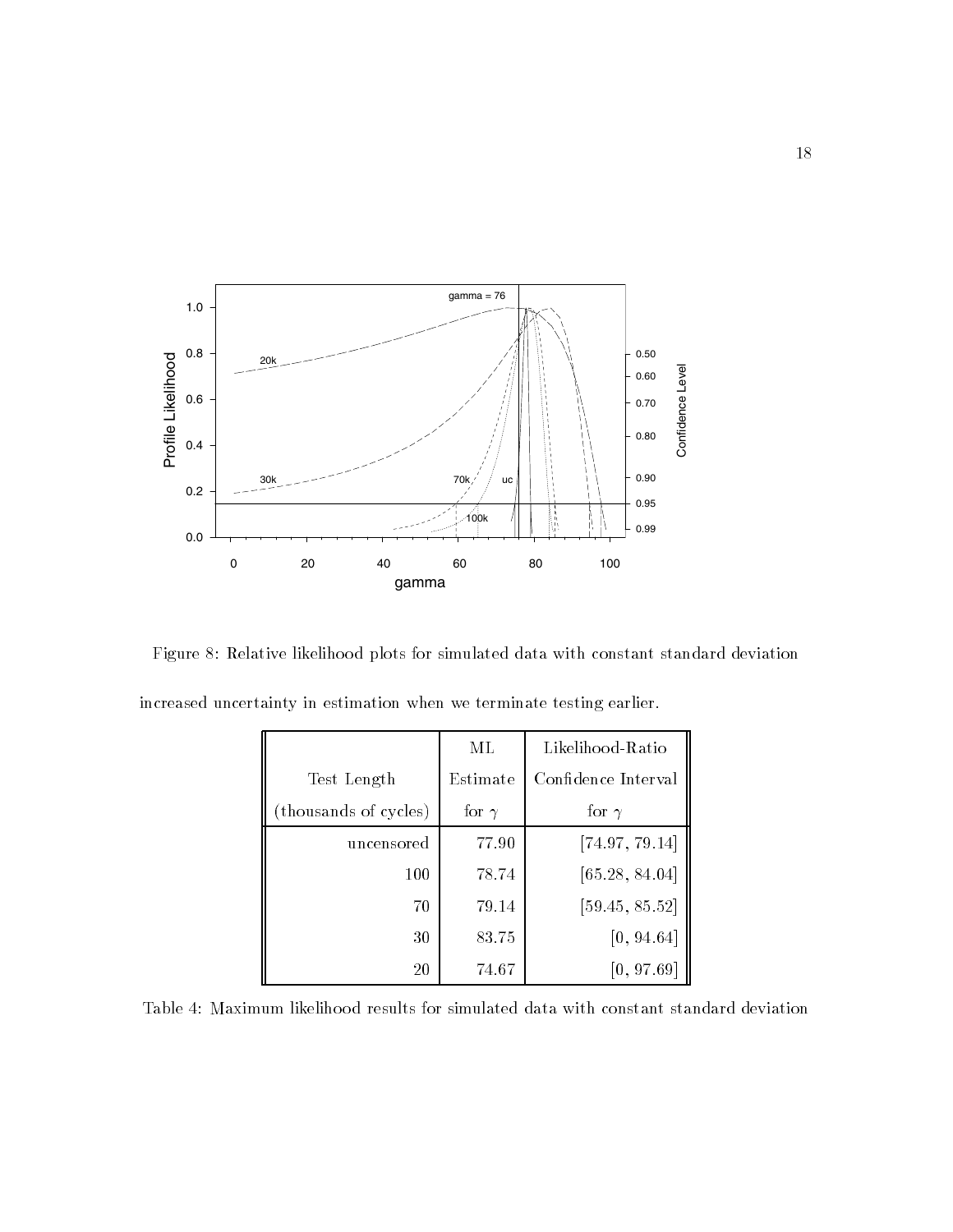Figure 8: Relative likelihood plots for simulated data with constant standard deviation

increased uncertainty in estimation when we terminate testing earlier.

| Test Length (thousands of cycles) | ML Estimate for $\gamma$ | Likelihood-Ratio Confidence Interval for $\gamma$ |
|---|---|---|
| uncensored | 77.90 | [74.97, 79.14] |
| 100 | 78.74 | [65.28, 84.04] |
| 70 | 79.14 | [59.45, 85.52] |
| 30 | 83.75 | [0, 94.64] |
| 20 | 74.67 | [0, 97.69] |

Table 4: Maximum likelihood results for simulated data with constant standard deviation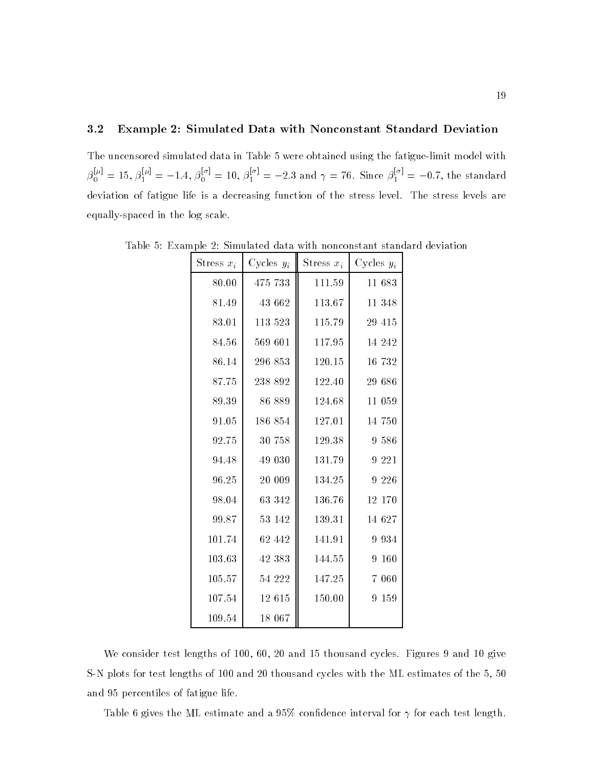## 3.2 Example 2: Simulated Data with Nonconstant Standard Deviation

The uncensored simulated data in Table 5 were obtained using the fatigue-limit model with $\beta_0^{[\mu]} = 15$, $\beta_1^{[\mu]} = -1.4$, $\beta_0^{[\sigma]} = 10$, $\beta_1^{[\sigma]} = -2.3$ and $\gamma = 76$. Since $\beta_1^{[\sigma]} = -0.7$, the standard deviation of fatigue life is a decreasing function of the stress level. The stress levels are equally-spaced in the log scale.

Table 5: Example 2: Simulated data with nonconstant standard deviation

| Stress $x_i$ | Cycles $y_i$ | Stress $x_i$ | Cycles $y_i$ |
|---|---|---|---|
| 80.00 | 475 733 | 111.59 | 11 683 |
| 81.49 | 43 662 | 113.67 | 11 348 |
| 83.01 | 113 523 | 115.79 | 29 415 |
| 84.56 | 569 601 | 117.95 | 14 242 |
| 86.14 | 296 853 | 120.15 | 16 732 |
| 87.75 | 238 892 | 122.40 | 29 686 |
| 89.39 | 86 889 | 124.68 | 11 059 |
| 91.05 | 186 854 | 127.01 | 14 750 |
| 92.75 | 30 758 | 129.38 | 9 586 |
| 94.48 | 49 030 | 131.79 | 9 221 |
| 96.25 | 20 009 | 134.25 | 9 226 |
| 98.04 | 63 342 | 136.76 | 12 170 |
| 99.87 | 53 142 | 139.31 | 14 627 |
| 101.74 | 62 442 | 141.91 | 9 934 |
| 103.63 | 42 383 | 144.55 | 9 160 |
| 105.57 | 54 222 | 147.25 | 7 060 |
| 107.54 | 12 615 | 150.00 | 9 159 |
| 109.54 | 18 067 | | |

We consider test lengths of 100, 60, 20 and 15 thousand cycles. Figures 9 and 10 give S-N plots for test lengths of 100 and 20 thousand cycles with the ML estimates of the 5, 50 and 95 percentiles of fatigue life.

Table 6 gives the ML estimate and a 95% confidence interval for $\gamma$ for each test length.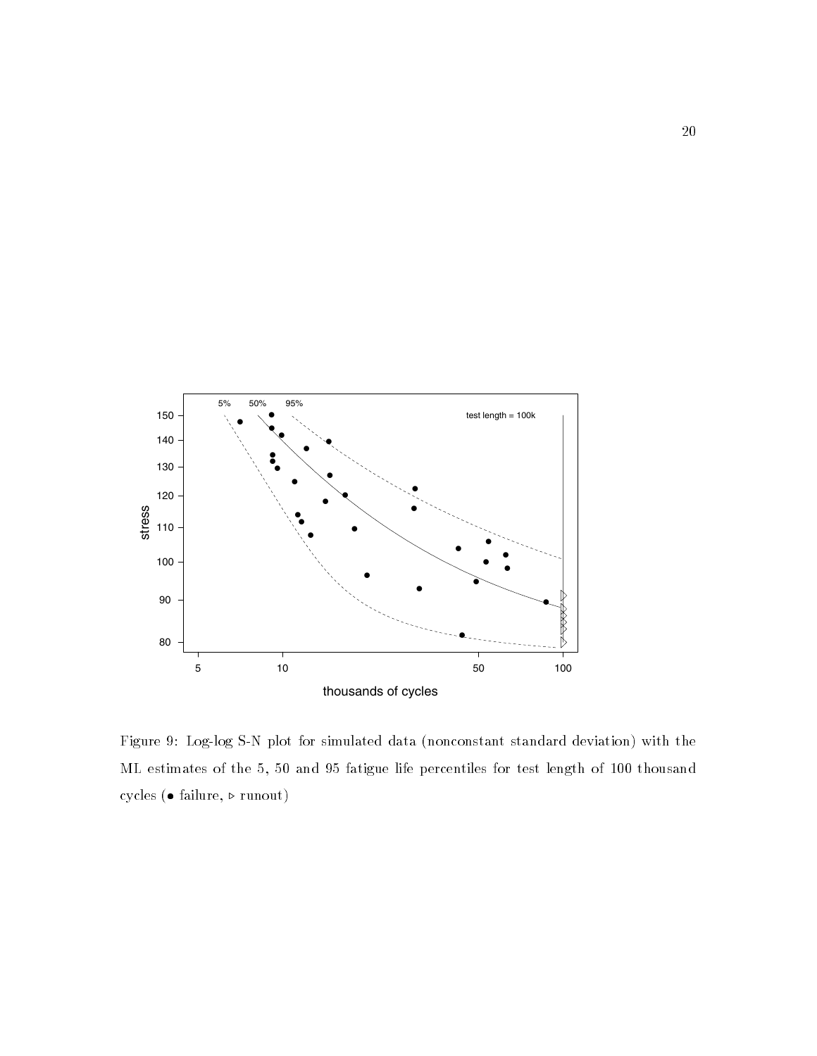Figure 9: Log-log S-N plot for simulated data (nonconstant standard deviation) with the ML estimates of the 5, 50 and 95 fatigue life percentiles for test length of 100 thousand cycles (• failure, ▹ runout)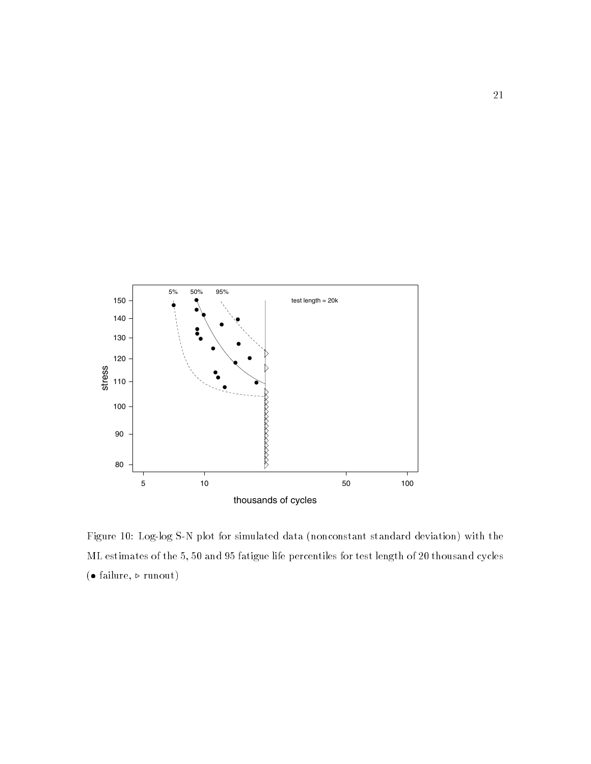Figure 10: Log-log S-N plot for simulated data (nonconstant standard deviation) with the ML estimates of the 5, 50 and 95 fatigue life percentiles for test length of 20 thousand cycles (• failure, ▹ runout)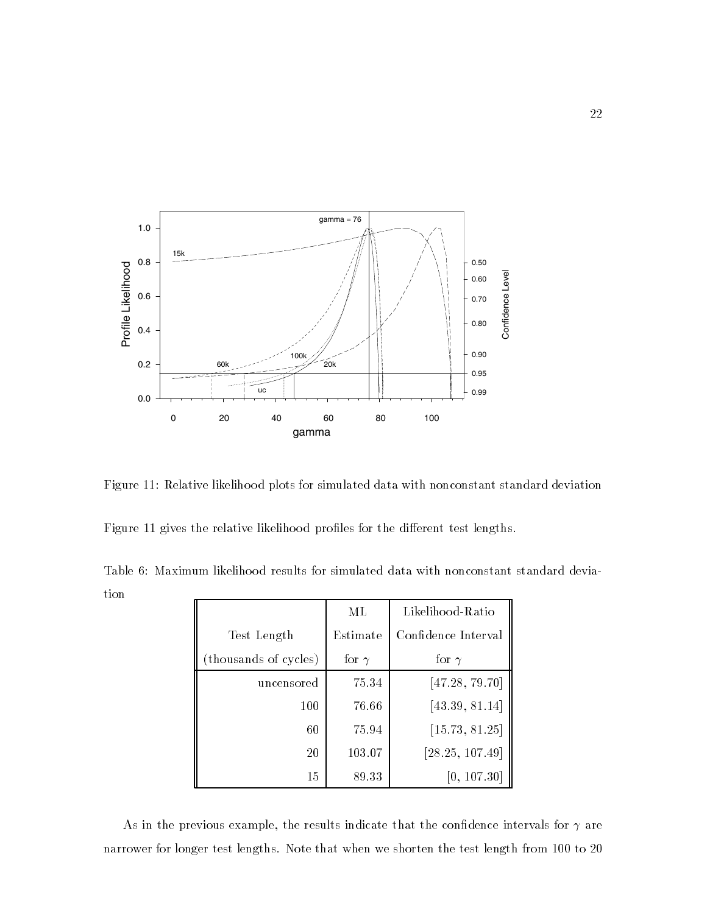Figure 11: Relative likelihood plots for simulated data with nonconstant standard deviation

Figure 11 gives the relative likelihood profiles for the different test lengths.

Table 6: Maximum likelihood results for simulated data with nonconstant standard deviation

| Test Length (thousands of cycles) | ML Estimate for $\gamma$ | Likelihood-Ratio Confidence Interval for $\gamma$ |
|---|---|---|
| uncensored | 75.34 | [47.28, 79.70] |
| 100 | 76.66 | [43.39, 81.14] |
| 60 | 75.94 | [15.73, 81.25] |
| 20 | 103.07 | [28.25, 107.49] |
| 15 | 89.33 | [0, 107.30] |

As in the previous example, the results indicate that the confidence intervals for $\gamma$ are narrower for longer test lengths. Note that when we shorten the test length from 100 to 20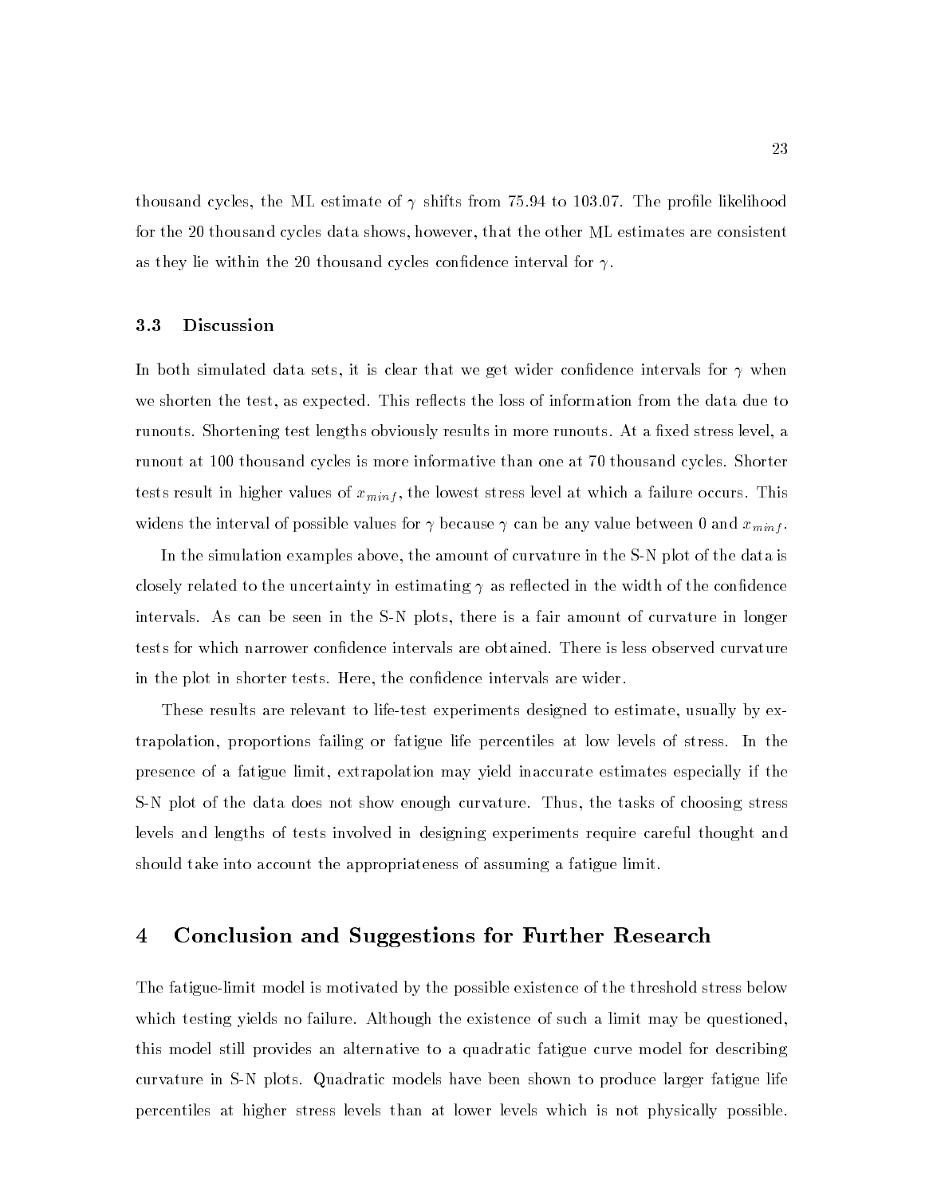thousand cycles, the ML estimate of $\gamma$ shifts from 75.94 to 103.07. The profile likelihood for the 20 thousand cycles data shows, however, that the other ML estimates are consistent as they lie within the 20 thousand cycles confidence interval for $\gamma$.

### 3.3 Discussion

In both simulated data sets, it is clear that we get wider confidence intervals for $\gamma$ when we shorten the test, as expected. This reflects the loss of information from the data due to runouts. Shortening test lengths obviously results in more runouts. At a fixed stress level, a runout at 100 thousand cycles is more informative than one at 70 thousand cycles. Shorter tests result in higher values of $x_{minf}$, the lowest stress level at which a failure occurs. This widens the interval of possible values for $\gamma$ because $\gamma$ can be any value between 0 and $x_{minf}$.

In the simulation examples above, the amount of curvature in the S-N plot of the data is closely related to the uncertainty in estimating $\gamma$ as reflected in the width of the confidence intervals. As can be seen in the S-N plots, there is a fair amount of curvature in longer tests for which narrower confidence intervals are obtained. There is less observed curvature in the plot in shorter tests. Here, the confidence intervals are wider.

These results are relevant to life-test experiments designed to estimate, usually by extrapolation, proportions failing or fatigue life percentiles at low levels of stress. In the presence of a fatigue limit, extrapolation may yield inaccurate estimates especially if the S-N plot of the data does not show enough curvature. Thus, the tasks of choosing stress levels and lengths of tests involved in designing experiments require careful thought and should take into account the appropriateness of assuming a fatigue limit.

## 4 Conclusion and Suggestions for Further Research

The fatigue-limit model is motivated by the possible existence of the threshold stress below which testing yields no failure. Although the existence of such a limit may be questioned, this model still provides an alternative to a quadratic fatigue curve model for describing curvature in S-N plots. Quadratic models have been shown to produce larger fatigue life percentiles at higher stress levels than at lower levels which is not physically possible.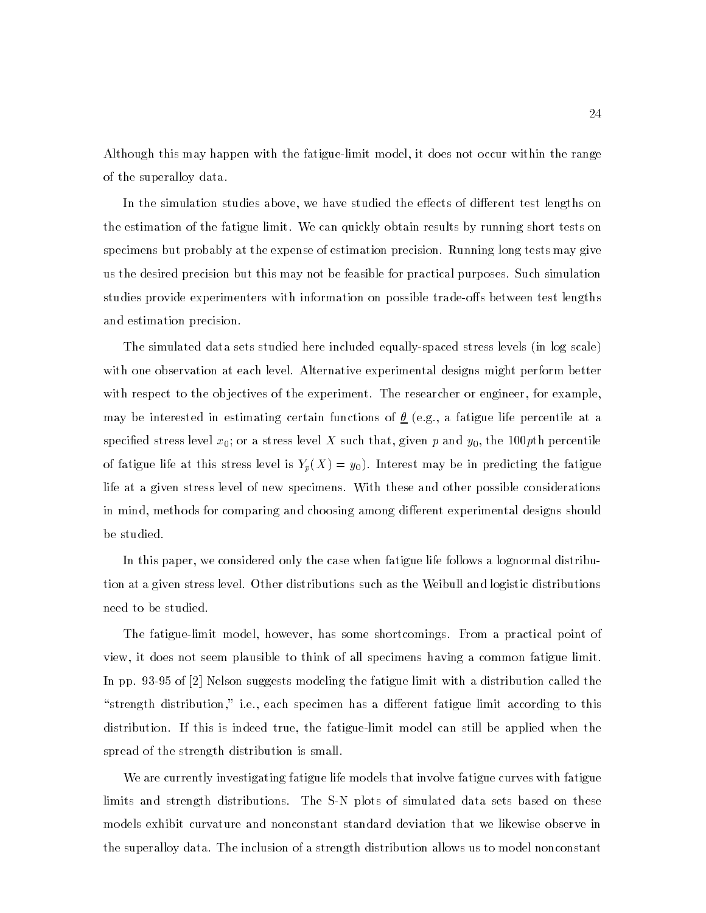Although this may happen with the fatigue-limit model, it does not occur within the range of the superalloy data.

In the simulation studies above, we have studied the effects of different test lengths on the estimation of the fatigue limit. We can quickly obtain results by running short tests on specimens but probably at the expense of estimation precision. Running long tests may give us the desired precision but this may not be feasible for practical purposes. Such simulation studies provide experimenters with information on possible trade-offs between test lengths and estimation precision.

The simulated data sets studied here included equally-spaced stress levels (in log scale) with one observation at each level. Alternative experimental designs might perform better with respect to the objectives of the experiment. The researcher or engineer, for example, may be interested in estimating certain functions of $\underline{\theta}$ (e.g., a fatigue life percentile at a specified stress level $x_0$; or a stress level $X$ such that, given $p$ and $y_0$, the $100p$th percentile of fatigue life at this stress level is $Y_p(X) = y_0$). Interest may be in predicting the fatigue life at a given stress level of new specimens. With these and other possible considerations in mind, methods for comparing and choosing among different experimental designs should be studied.

In this paper, we considered only the case when fatigue life follows a lognormal distribution at a given stress level. Other distributions such as the Weibull and logistic distributions need to be studied.

The fatigue-limit model, however, has some shortcomings. From a practical point of view, it does not seem plausible to think of all specimens having a common fatigue limit. In pp. 93-95 of [2] Nelson suggests modeling the fatigue limit with a distribution called the "strength distribution," i.e., each specimen has a different fatigue limit according to this distribution. If this is indeed true, the fatigue-limit model can still be applied when the spread of the strength distribution is small.

We are currently investigating fatigue life models that involve fatigue curves with fatigue limits and strength distributions. The S-N plots of simulated data sets based on these models exhibit curvature and nonconstant standard deviation that we likewise observe in the superalloy data. The inclusion of a strength distribution allows us to model nonconstant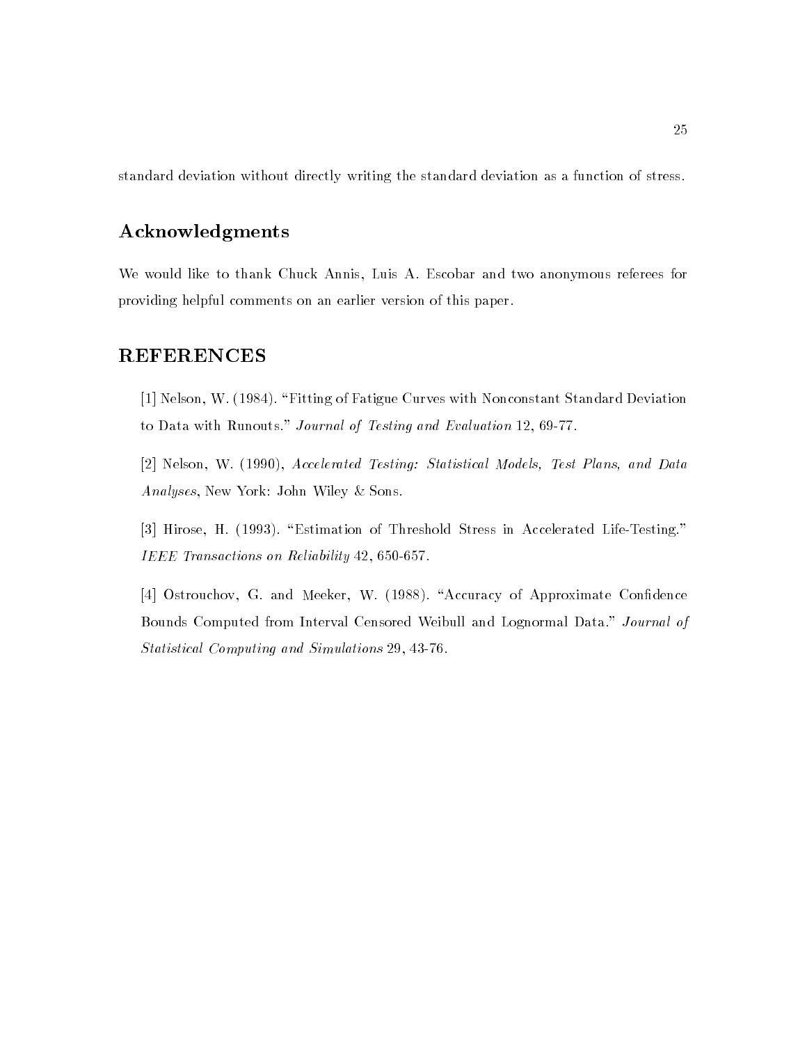standard deviation without directly writing the standard deviation as a function of stress.

## Acknowledgments

We would like to thank Chuck Annis, Luis A. Escobar and two anonymous referees for providing helpful comments on an earlier version of this paper.

## REFERENCES

[1] Nelson, W. (1984). "Fitting of Fatigue Curves with Nonconstant Standard Deviation to Data with Runouts." *Journal of Testing and Evaluation* 12, 69-77.

[2] Nelson, W. (1990), *Accelerated Testing: Statistical Models, Test Plans, and Data Analyses*, New York: John Wiley & Sons.

[3] Hirose, H. (1993). "Estimation of Threshold Stress in Accelerated Life-Testing." *IEEE Transactions on Reliability* 42, 650-657.

[4] Ostrouchov, G. and Meeker, W. (1988). "Accuracy of Approximate Confidence Bounds Computed from Interval Censored Weibull and Lognormal Data." *Journal of Statistical Computing and Simulations* 29, 43-76.